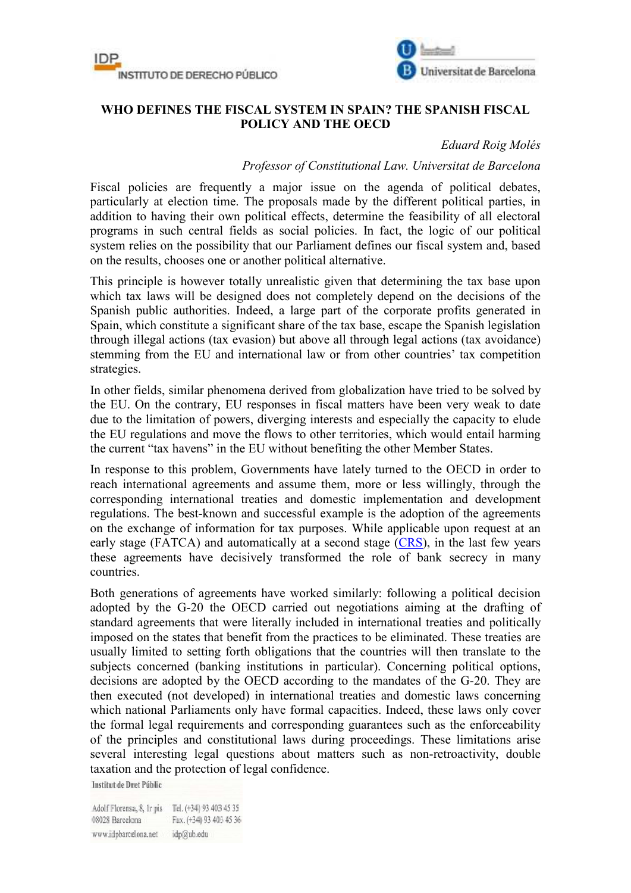# WHO DEFINES THE FISCAL SYSTEM IN SPAIN? THE SPANISH FISCAL POLICY AND THE OECD

*Eduard Roig Molés*

*Professor of Constitutional Law. Universitat de Barcelona*

Fiscal policies are frequently a major issue on the agenda of political debates, particularly at election time. The proposals made by the different political parties, in addition to having their own political effects, determine the feasibility of all electoral programs in such central fields as social policies. In fact, the logic of our political system relies on the possibility that our Parliament defines our fiscal system and, based on the results, chooses one or another political alternative.

This principle is however totally unrealistic given that determining the tax base upon which tax laws will be designed does not completely depend on the decisions of the Spanish public authorities. Indeed, a large part of the corporate profits generated in Spain, which constitute a significant share of the tax base, escape the Spanish legislation through illegal actions (tax evasion) but above all through legal actions (tax avoidance) stemming from the EU and international law or from other countries' tax competition strategies.

In other fields, similar phenomena derived from globalization have tried to be solved by the EU. On the contrary, EU responses in fiscal matters have been very weak to date due to the limitation of powers, diverging interests and especially the capacity to elude the EU regulations and move the flows to other territories, which would entail harming the current "tax havens" in the EU without benefiting the other Member States.

In response to this problem, Governments have lately turned to the OECD in order to reach international agreements and assume them, more or less willingly, through the corresponding international treaties and domestic implementation and development regulations. The best-known and successful example is the adoption of the agreements on the exchange of information for tax purposes. While applicable upon request at an early stage (FATCA) and automatically at a second stage (CRS), in the last few years these agreements have decisively transformed the role of bank secrecy in many countries.

Both generations of agreements have worked similarly: following a political decision adopted by the G-20 the OECD carried out negotiations aiming at the drafting of standard agreements that were literally included in international treaties and politically imposed on the states that benefit from the practices to be eliminated. These treaties are usually limited to setting forth obligations that the countries will then translate to the subjects concerned (banking institutions in particular). Concerning political options, decisions are adopted by the OECD according to the mandates of the G-20. They are then executed (not developed) in international treaties and domestic laws concerning which national Parliaments only have formal capacities. Indeed, these laws only cover the formal legal requirements and corresponding guarantees such as the enforceability of the principles and constitutional laws during proceedings. These limitations arise several interesting legal questions about matters such as non-retroactivity, double taxation and the protection of legal confidence.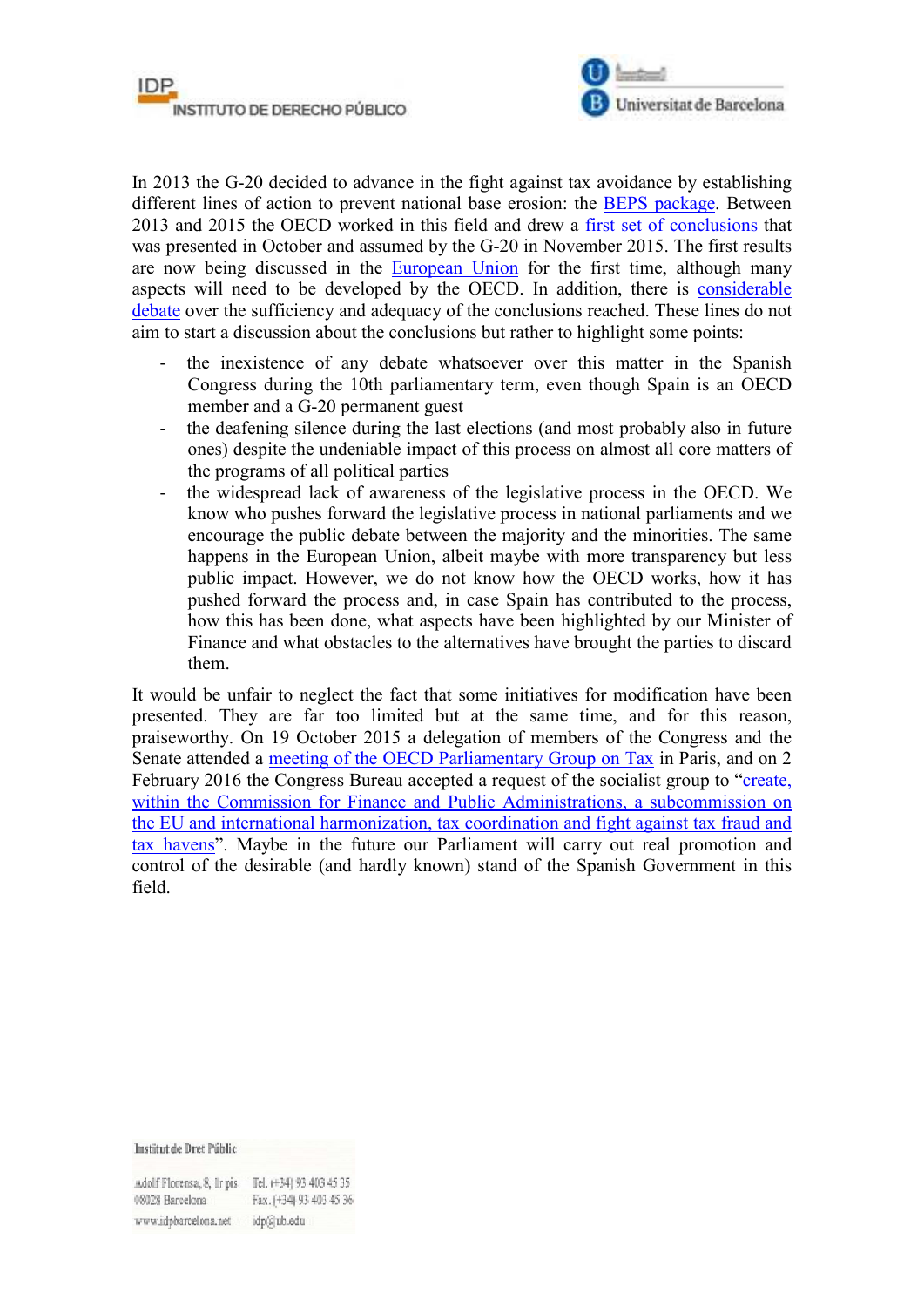In 2013 the G-20 decided to advance in the fight against tax avoidance by establishing different lines of action to prevent national base erosion: the BEPS package. Between 2013 and 2015 the OECD worked in this field and drew a first set of conclusions that was presented in October and assumed by the G-20 in November 2015. The first results are now being discussed in the European Union for the first time, although many aspects will need to be developed by the OECD. In addition, there is considerable debate over the sufficiency and adequacy of the conclusions reached. These lines do not aim to start a discussion about the conclusions but rather to highlight some points:

- the inexistence of any debate whatsoever over this matter in the Spanish Congress during the 10th parliamentary term, even though Spain is an OECD member and a G-20 permanent guest
- the deafening silence during the last elections (and most probably also in future ones) despite the undeniable impact of this process on almost all core matters of the programs of all political parties
- the widespread lack of awareness of the legislative process in the OECD. We know who pushes forward the legislative process in national parliaments and we encourage the public debate between the majority and the minorities. The same happens in the European Union, albeit maybe with more transparency but less public impact. However, we do not know how the OECD works, how it has pushed forward the process and, in case Spain has contributed to the process, how this has been done, what aspects have been highlighted by our Minister of Finance and what obstacles to the alternatives have brought the parties to discard them.

It would be unfair to neglect the fact that some initiatives for modification have been presented. They are far too limited but at the same time, and for this reason, praiseworthy. On 19 October 2015 a delegation of members of the Congress and the Senate attended a meeting of the OECD Parliamentary Group on Tax in Paris, and on 2 February 2016 the Congress Bureau accepted a request of the socialist group to "create, within the Commission for Finance and Public Administrations, a subcommission on the EU and international harmonization, tax coordination and fight against tax fraud and tax havens". Maybe in the future our Parliament will carry out real promotion and control of the desirable (and hardly known) stand of the Spanish Government in this field.